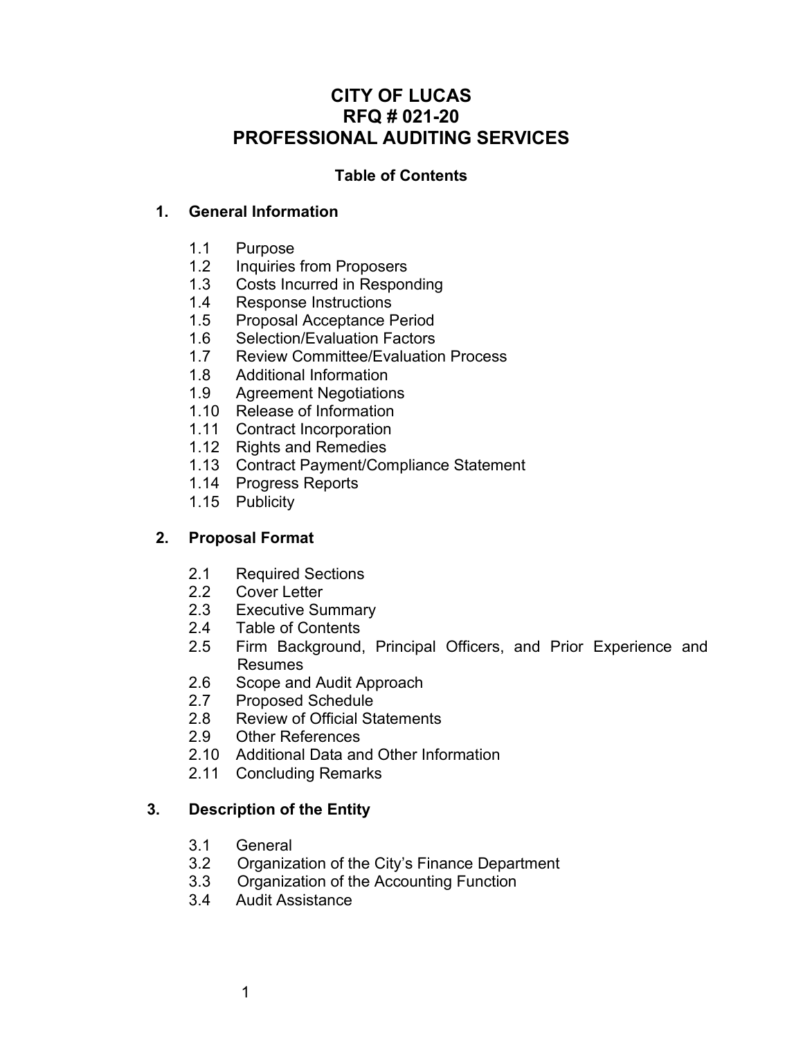# CITY OF LUCAS
# RFQ # 021-20
# PROFESSIONAL AUDITING SERVICES

**Table of Contents**

**1. General Information**

- 1.1 Purpose
- 1.2 Inquiries from Proposers
- 1.3 Costs Incurred in Responding
- 1.4 Response Instructions
- 1.5 Proposal Acceptance Period
- 1.6 Selection/Evaluation Factors
- 1.7 Review Committee/Evaluation Process
- 1.8 Additional Information
- 1.9 Agreement Negotiations
- 1.10 Release of Information
- 1.11 Contract Incorporation
- 1.12 Rights and Remedies
- 1.13 Contract Payment/Compliance Statement
- 1.14 Progress Reports
- 1.15 Publicity

**2. Proposal Format**

- 2.1 Required Sections
- 2.2 Cover Letter
- 2.3 Executive Summary
- 2.4 Table of Contents
- 2.5 Firm Background, Principal Officers, and Prior Experience and Resumes
- 2.6 Scope and Audit Approach
- 2.7 Proposed Schedule
- 2.8 Review of Official Statements
- 2.9 Other References
- 2.10 Additional Data and Other Information
- 2.11 Concluding Remarks

**3. Description of the Entity**

- 3.1 General
- 3.2 Organization of the City's Finance Department
- 3.3 Organization of the Accounting Function
- 3.4 Audit Assistance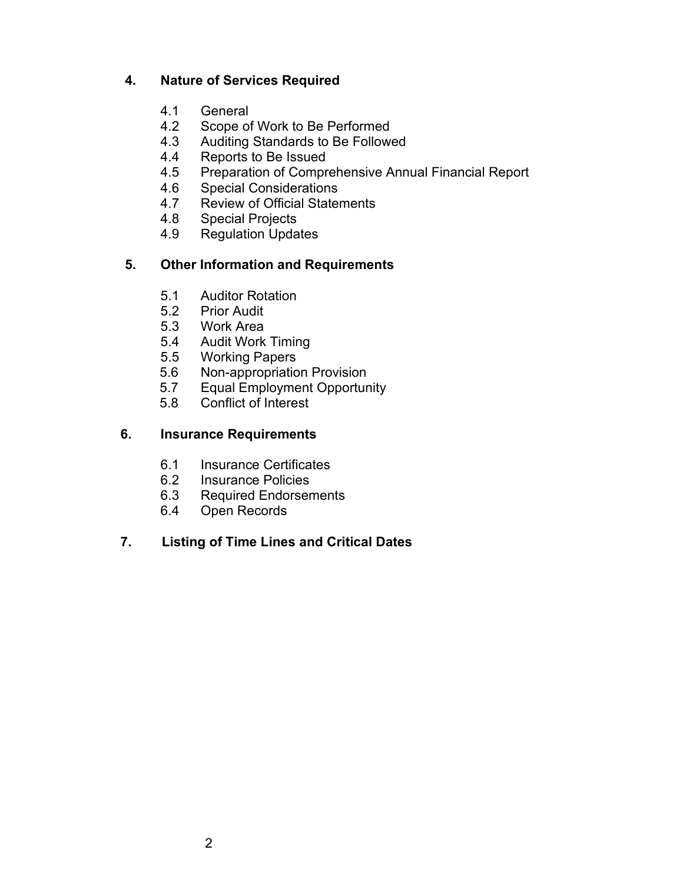**4. Nature of Services Required**

- 4.1 General
- 4.2 Scope of Work to Be Performed
- 4.3 Auditing Standards to Be Followed
- 4.4 Reports to Be Issued
- 4.5 Preparation of Comprehensive Annual Financial Report
- 4.6 Special Considerations
- 4.7 Review of Official Statements
- 4.8 Special Projects
- 4.9 Regulation Updates

**5. Other Information and Requirements**

- 5.1 Auditor Rotation
- 5.2 Prior Audit
- 5.3 Work Area
- 5.4 Audit Work Timing
- 5.5 Working Papers
- 5.6 Non-appropriation Provision
- 5.7 Equal Employment Opportunity
- 5.8 Conflict of Interest

**6. Insurance Requirements**

- 6.1 Insurance Certificates
- 6.2 Insurance Policies
- 6.3 Required Endorsements
- 6.4 Open Records

**7. Listing of Time Lines and Critical Dates**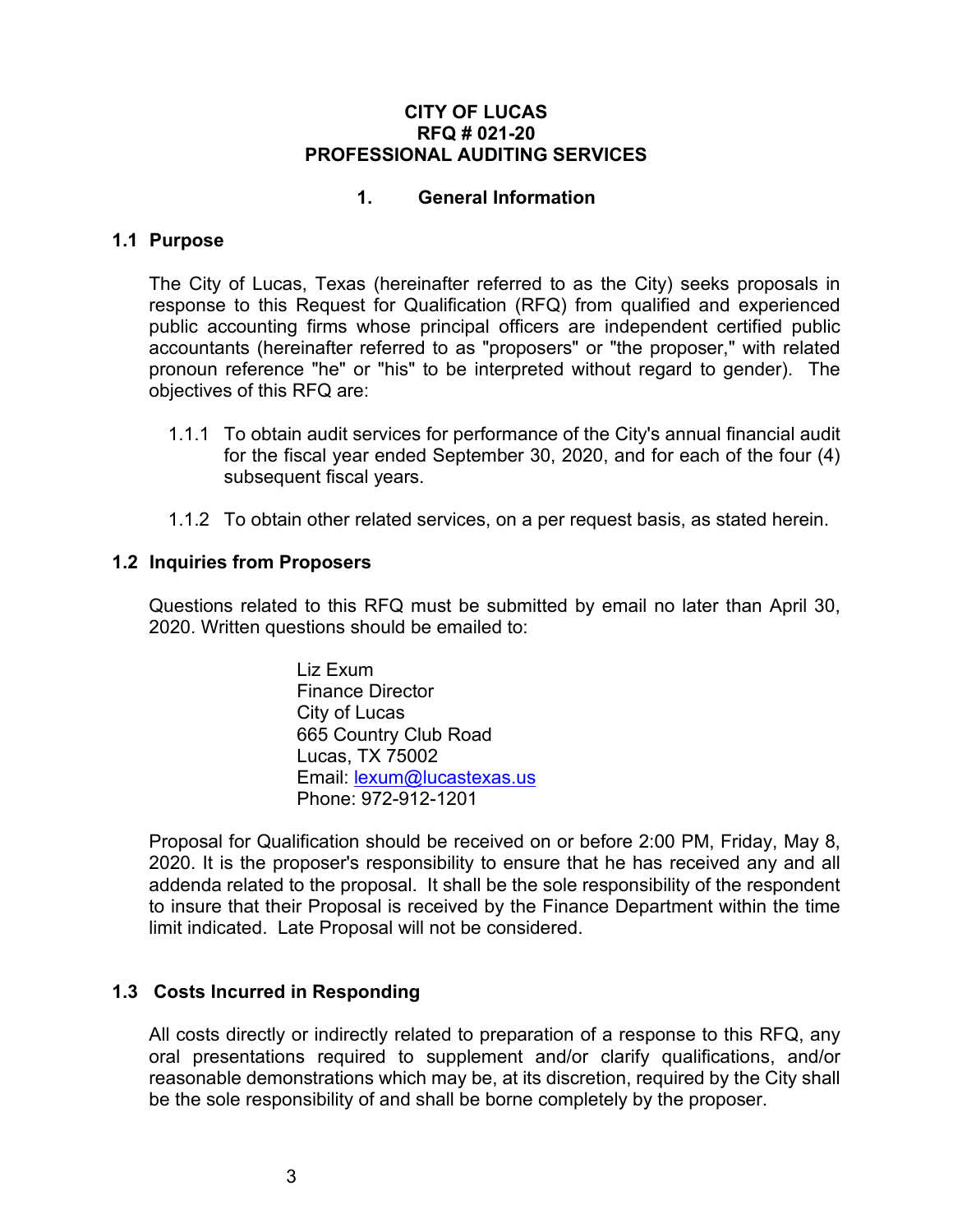**CITY OF LUCAS**
**RFQ # 021-20**
**PROFESSIONAL AUDITING SERVICES**

## 1. General Information

### 1.1 Purpose

The City of Lucas, Texas (hereinafter referred to as the City) seeks proposals in response to this Request for Qualification (RFQ) from qualified and experienced public accounting firms whose principal officers are independent certified public accountants (hereinafter referred to as "proposers" or "the proposer," with related pronoun reference "he" or "his" to be interpreted without regard to gender). The objectives of this RFQ are:

1.1.1 To obtain audit services for performance of the City's annual financial audit for the fiscal year ended September 30, 2020, and for each of the four (4) subsequent fiscal years.

1.1.2 To obtain other related services, on a per request basis, as stated herein.

### 1.2 Inquiries from Proposers

Questions related to this RFQ must be submitted by email no later than April 30, 2020. Written questions should be emailed to:

Liz Exum
Finance Director
City of Lucas
665 Country Club Road
Lucas, TX 75002
Email: lexum@lucastexas.us
Phone: 972-912-1201

Proposal for Qualification should be received on or before 2:00 PM, Friday, May 8, 2020. It is the proposer's responsibility to ensure that he has received any and all addenda related to the proposal. It shall be the sole responsibility of the respondent to insure that their Proposal is received by the Finance Department within the time limit indicated. Late Proposal will not be considered.

### 1.3 Costs Incurred in Responding

All costs directly or indirectly related to preparation of a response to this RFQ, any oral presentations required to supplement and/or clarify qualifications, and/or reasonable demonstrations which may be, at its discretion, required by the City shall be the sole responsibility of and shall be borne completely by the proposer.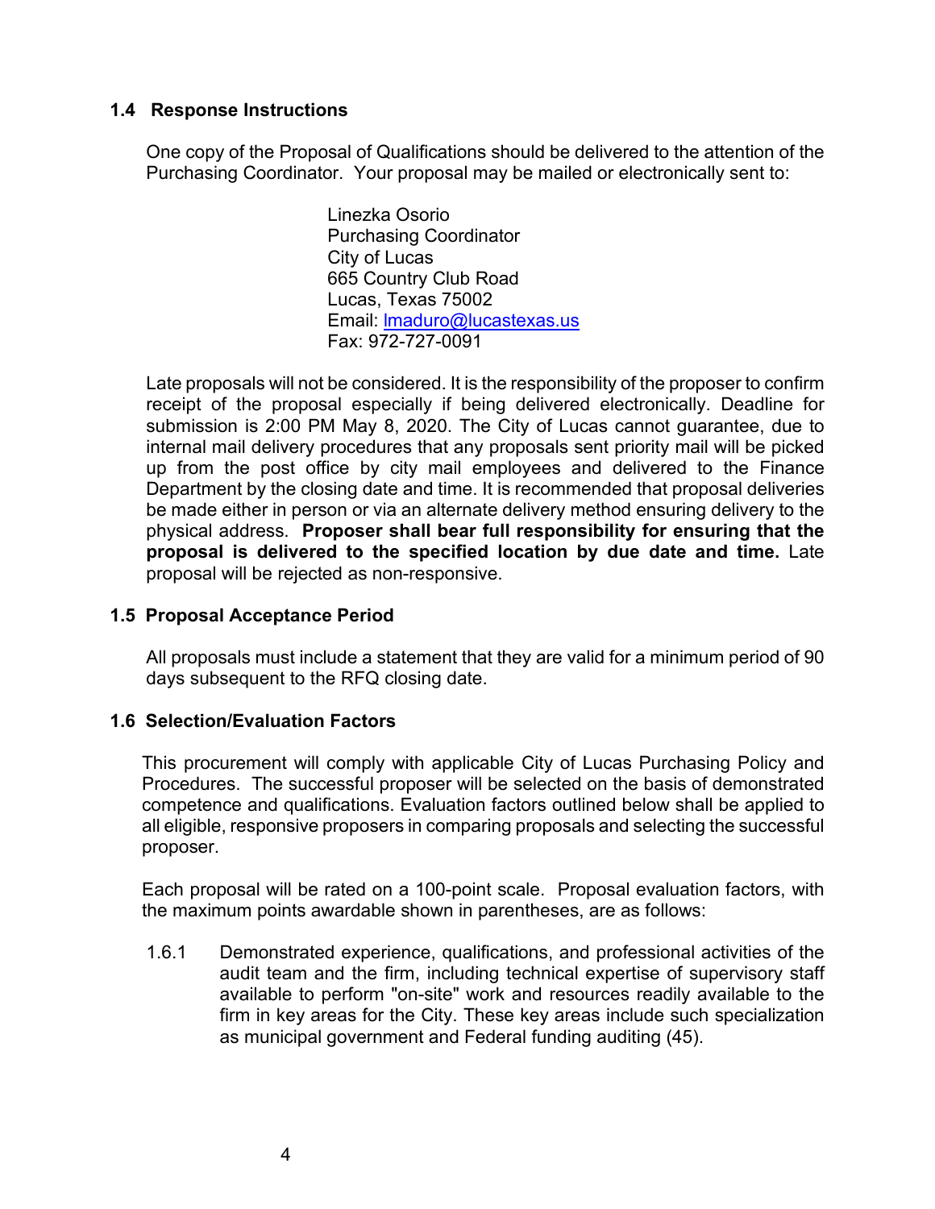### 1.4 Response Instructions

One copy of the Proposal of Qualifications should be delivered to the attention of the Purchasing Coordinator. Your proposal may be mailed or electronically sent to:

Linezka Osorio
Purchasing Coordinator
City of Lucas
665 Country Club Road
Lucas, Texas 75002
Email: lmaduro@lucastexas.us
Fax: 972-727-0091

Late proposals will not be considered. It is the responsibility of the proposer to confirm receipt of the proposal especially if being delivered electronically. Deadline for submission is 2:00 PM May 8, 2020. The City of Lucas cannot guarantee, due to internal mail delivery procedures that any proposals sent priority mail will be picked up from the post office by city mail employees and delivered to the Finance Department by the closing date and time. It is recommended that proposal deliveries be made either in person or via an alternate delivery method ensuring delivery to the physical address. **Proposer shall bear full responsibility for ensuring that the proposal is delivered to the specified location by due date and time.** Late proposal will be rejected as non-responsive.

### 1.5 Proposal Acceptance Period

All proposals must include a statement that they are valid for a minimum period of 90 days subsequent to the RFQ closing date.

### 1.6 Selection/Evaluation Factors

This procurement will comply with applicable City of Lucas Purchasing Policy and Procedures. The successful proposer will be selected on the basis of demonstrated competence and qualifications. Evaluation factors outlined below shall be applied to all eligible, responsive proposers in comparing proposals and selecting the successful proposer.

Each proposal will be rated on a 100-point scale. Proposal evaluation factors, with the maximum points awardable shown in parentheses, are as follows:

1.6.1 Demonstrated experience, qualifications, and professional activities of the audit team and the firm, including technical expertise of supervisory staff available to perform "on-site" work and resources readily available to the firm in key areas for the City. These key areas include such specialization as municipal government and Federal funding auditing (45).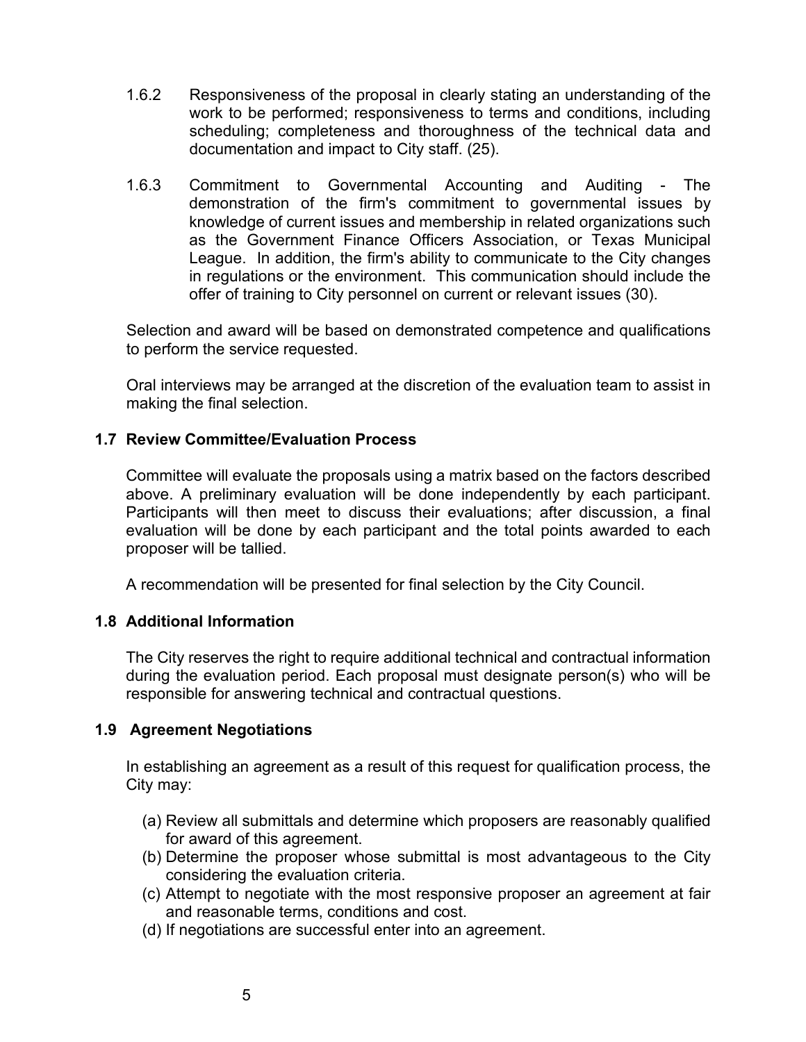1.6.2 Responsiveness of the proposal in clearly stating an understanding of the work to be performed; responsiveness to terms and conditions, including scheduling; completeness and thoroughness of the technical data and documentation and impact to City staff. (25).

1.6.3 Commitment to Governmental Accounting and Auditing - The demonstration of the firm's commitment to governmental issues by knowledge of current issues and membership in related organizations such as the Government Finance Officers Association, or Texas Municipal League. In addition, the firm's ability to communicate to the City changes in regulations or the environment. This communication should include the offer of training to City personnel on current or relevant issues (30).

Selection and award will be based on demonstrated competence and qualifications to perform the service requested.

Oral interviews may be arranged at the discretion of the evaluation team to assist in making the final selection.

### 1.7 Review Committee/Evaluation Process

Committee will evaluate the proposals using a matrix based on the factors described above. A preliminary evaluation will be done independently by each participant. Participants will then meet to discuss their evaluations; after discussion, a final evaluation will be done by each participant and the total points awarded to each proposer will be tallied.

A recommendation will be presented for final selection by the City Council.

### 1.8 Additional Information

The City reserves the right to require additional technical and contractual information during the evaluation period. Each proposal must designate person(s) who will be responsible for answering technical and contractual questions.

### 1.9 Agreement Negotiations

In establishing an agreement as a result of this request for qualification process, the City may:

(a) Review all submittals and determine which proposers are reasonably qualified for award of this agreement.
(b) Determine the proposer whose submittal is most advantageous to the City considering the evaluation criteria.
(c) Attempt to negotiate with the most responsive proposer an agreement at fair and reasonable terms, conditions and cost.
(d) If negotiations are successful enter into an agreement.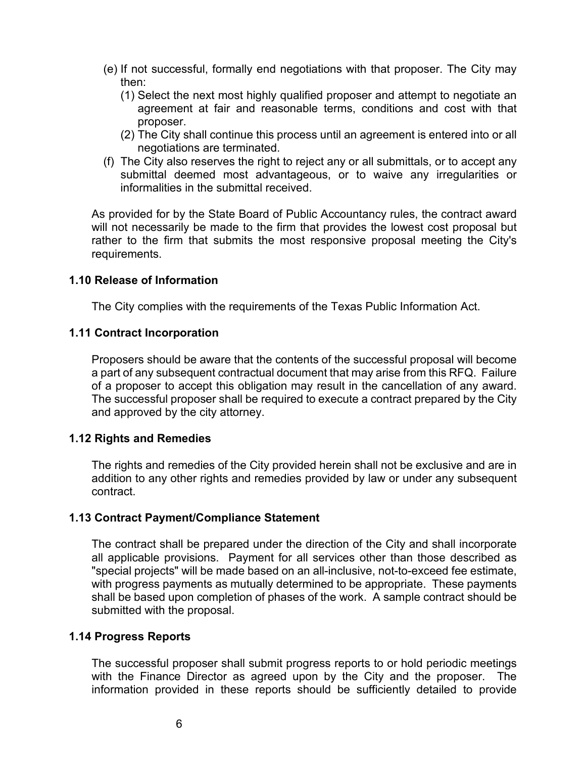(e) If not successful, formally end negotiations with that proposer. The City may then:
   (1) Select the next most highly qualified proposer and attempt to negotiate an agreement at fair and reasonable terms, conditions and cost with that proposer.
   (2) The City shall continue this process until an agreement is entered into or all negotiations are terminated.

(f) The City also reserves the right to reject any or all submittals, or to accept any submittal deemed most advantageous, or to waive any irregularities or informalities in the submittal received.

As provided for by the State Board of Public Accountancy rules, the contract award will not necessarily be made to the firm that provides the lowest cost proposal but rather to the firm that submits the most responsive proposal meeting the City's requirements.

**1.10 Release of Information**

The City complies with the requirements of the Texas Public Information Act.

**1.11 Contract Incorporation**

Proposers should be aware that the contents of the successful proposal will become a part of any subsequent contractual document that may arise from this RFQ. Failure of a proposer to accept this obligation may result in the cancellation of any award. The successful proposer shall be required to execute a contract prepared by the City and approved by the city attorney.

**1.12 Rights and Remedies**

The rights and remedies of the City provided herein shall not be exclusive and are in addition to any other rights and remedies provided by law or under any subsequent contract.

**1.13 Contract Payment/Compliance Statement**

The contract shall be prepared under the direction of the City and shall incorporate all applicable provisions. Payment for all services other than those described as "special projects" will be made based on an all-inclusive, not-to-exceed fee estimate, with progress payments as mutually determined to be appropriate. These payments shall be based upon completion of phases of the work. A sample contract should be submitted with the proposal.

**1.14 Progress Reports**

The successful proposer shall submit progress reports to or hold periodic meetings with the Finance Director as agreed upon by the City and the proposer. The information provided in these reports should be sufficiently detailed to provide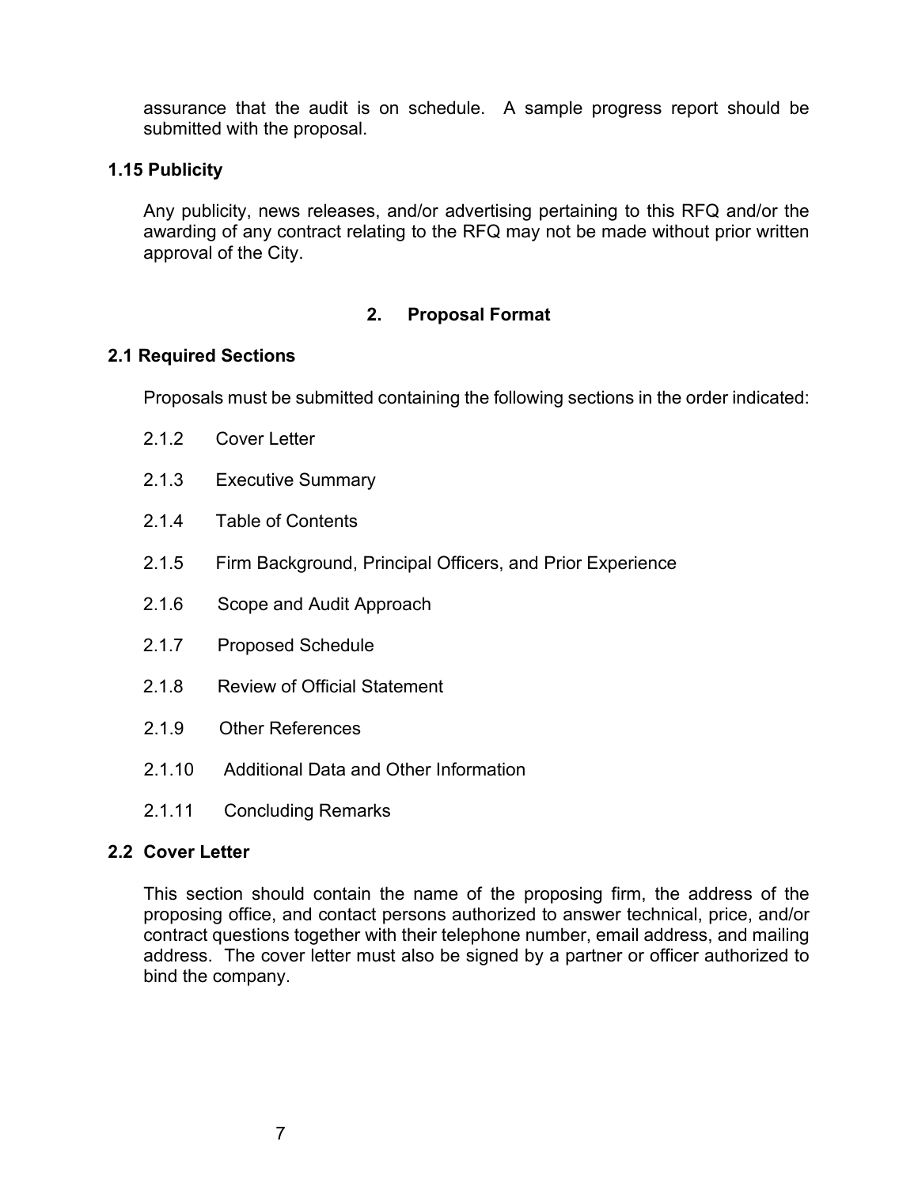assurance that the audit is on schedule. A sample progress report should be submitted with the proposal.

### 1.15 Publicity

Any publicity, news releases, and/or advertising pertaining to this RFQ and/or the awarding of any contract relating to the RFQ may not be made without prior written approval of the City.

## 2. Proposal Format

### 2.1 Required Sections

Proposals must be submitted containing the following sections in the order indicated:

- 2.1.2 Cover Letter
- 2.1.3 Executive Summary
- 2.1.4 Table of Contents
- 2.1.5 Firm Background, Principal Officers, and Prior Experience
- 2.1.6 Scope and Audit Approach
- 2.1.7 Proposed Schedule
- 2.1.8 Review of Official Statement
- 2.1.9 Other References
- 2.1.10 Additional Data and Other Information
- 2.1.11 Concluding Remarks

### 2.2 Cover Letter

This section should contain the name of the proposing firm, the address of the proposing office, and contact persons authorized to answer technical, price, and/or contract questions together with their telephone number, email address, and mailing address. The cover letter must also be signed by a partner or officer authorized to bind the company.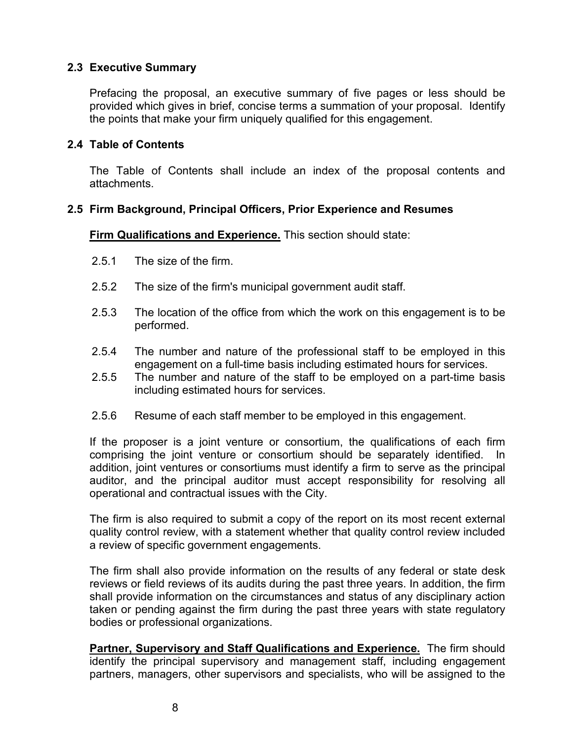### 2.3 Executive Summary

Prefacing the proposal, an executive summary of five pages or less should be provided which gives in brief, concise terms a summation of your proposal. Identify the points that make your firm uniquely qualified for this engagement.

### 2.4 Table of Contents

The Table of Contents shall include an index of the proposal contents and attachments.

### 2.5 Firm Background, Principal Officers, Prior Experience and Resumes

**Firm Qualifications and Experience.** This section should state:

2.5.1 The size of the firm.

2.5.2 The size of the firm's municipal government audit staff.

2.5.3 The location of the office from which the work on this engagement is to be performed.

2.5.4 The number and nature of the professional staff to be employed in this engagement on a full-time basis including estimated hours for services.

2.5.5 The number and nature of the staff to be employed on a part-time basis including estimated hours for services.

2.5.6 Resume of each staff member to be employed in this engagement.

If the proposer is a joint venture or consortium, the qualifications of each firm comprising the joint venture or consortium should be separately identified. In addition, joint ventures or consortiums must identify a firm to serve as the principal auditor, and the principal auditor must accept responsibility for resolving all operational and contractual issues with the City.

The firm is also required to submit a copy of the report on its most recent external quality control review, with a statement whether that quality control review included a review of specific government engagements.

The firm shall also provide information on the results of any federal or state desk reviews or field reviews of its audits during the past three years. In addition, the firm shall provide information on the circumstances and status of any disciplinary action taken or pending against the firm during the past three years with state regulatory bodies or professional organizations.

**Partner, Supervisory and Staff Qualifications and Experience.** The firm should identify the principal supervisory and management staff, including engagement partners, managers, other supervisors and specialists, who will be assigned to the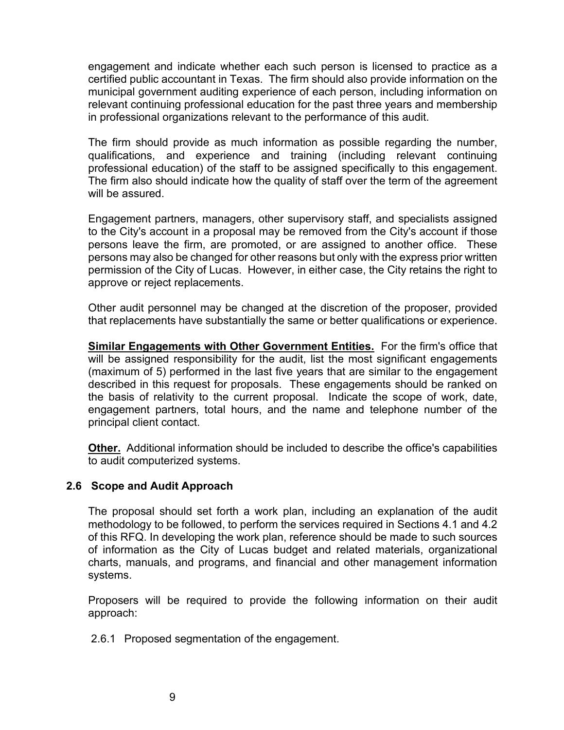engagement and indicate whether each such person is licensed to practice as a certified public accountant in Texas. The firm should also provide information on the municipal government auditing experience of each person, including information on relevant continuing professional education for the past three years and membership in professional organizations relevant to the performance of this audit.

The firm should provide as much information as possible regarding the number, qualifications, and experience and training (including relevant continuing professional education) of the staff to be assigned specifically to this engagement. The firm also should indicate how the quality of staff over the term of the agreement will be assured.

Engagement partners, managers, other supervisory staff, and specialists assigned to the City's account in a proposal may be removed from the City's account if those persons leave the firm, are promoted, or are assigned to another office. These persons may also be changed for other reasons but only with the express prior written permission of the City of Lucas. However, in either case, the City retains the right to approve or reject replacements.

Other audit personnel may be changed at the discretion of the proposer, provided that replacements have substantially the same or better qualifications or experience.

**Similar Engagements with Other Government Entities.** For the firm's office that will be assigned responsibility for the audit, list the most significant engagements (maximum of 5) performed in the last five years that are similar to the engagement described in this request for proposals. These engagements should be ranked on the basis of relativity to the current proposal. Indicate the scope of work, date, engagement partners, total hours, and the name and telephone number of the principal client contact.

**Other.** Additional information should be included to describe the office's capabilities to audit computerized systems.

### 2.6 Scope and Audit Approach

The proposal should set forth a work plan, including an explanation of the audit methodology to be followed, to perform the services required in Sections 4.1 and 4.2 of this RFQ. In developing the work plan, reference should be made to such sources of information as the City of Lucas budget and related materials, organizational charts, manuals, and programs, and financial and other management information systems.

Proposers will be required to provide the following information on their audit approach:

2.6.1 Proposed segmentation of the engagement.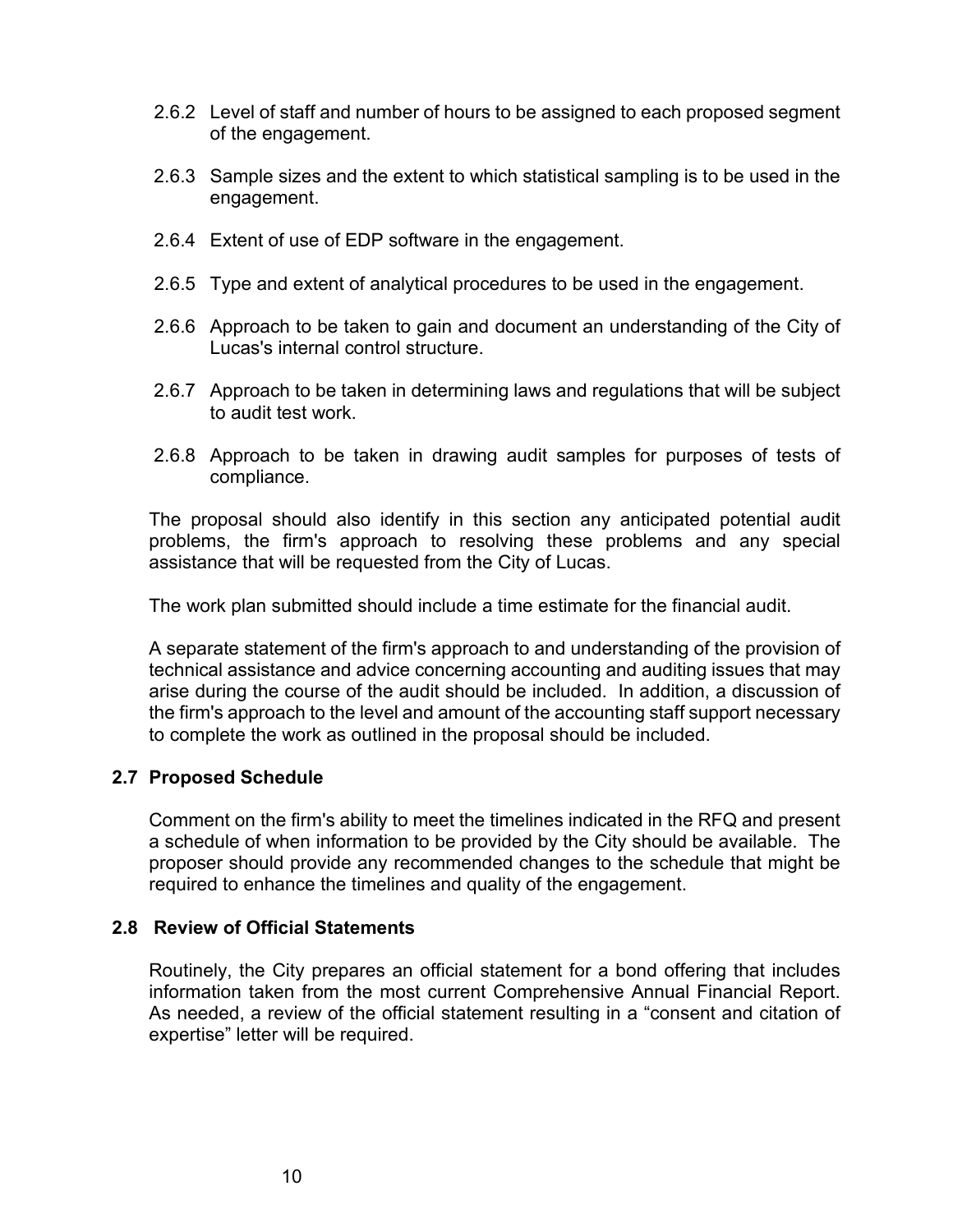2.6.2 Level of staff and number of hours to be assigned to each proposed segment of the engagement.

2.6.3 Sample sizes and the extent to which statistical sampling is to be used in the engagement.

2.6.4 Extent of use of EDP software in the engagement.

2.6.5 Type and extent of analytical procedures to be used in the engagement.

2.6.6 Approach to be taken to gain and document an understanding of the City of Lucas's internal control structure.

2.6.7 Approach to be taken in determining laws and regulations that will be subject to audit test work.

2.6.8 Approach to be taken in drawing audit samples for purposes of tests of compliance.

The proposal should also identify in this section any anticipated potential audit problems, the firm's approach to resolving these problems and any special assistance that will be requested from the City of Lucas.

The work plan submitted should include a time estimate for the financial audit.

A separate statement of the firm's approach to and understanding of the provision of technical assistance and advice concerning accounting and auditing issues that may arise during the course of the audit should be included. In addition, a discussion of the firm's approach to the level and amount of the accounting staff support necessary to complete the work as outlined in the proposal should be included.

### 2.7 Proposed Schedule

Comment on the firm's ability to meet the timelines indicated in the RFQ and present a schedule of when information to be provided by the City should be available. The proposer should provide any recommended changes to the schedule that might be required to enhance the timelines and quality of the engagement.

### 2.8 Review of Official Statements

Routinely, the City prepares an official statement for a bond offering that includes information taken from the most current Comprehensive Annual Financial Report. As needed, a review of the official statement resulting in a “consent and citation of expertise” letter will be required.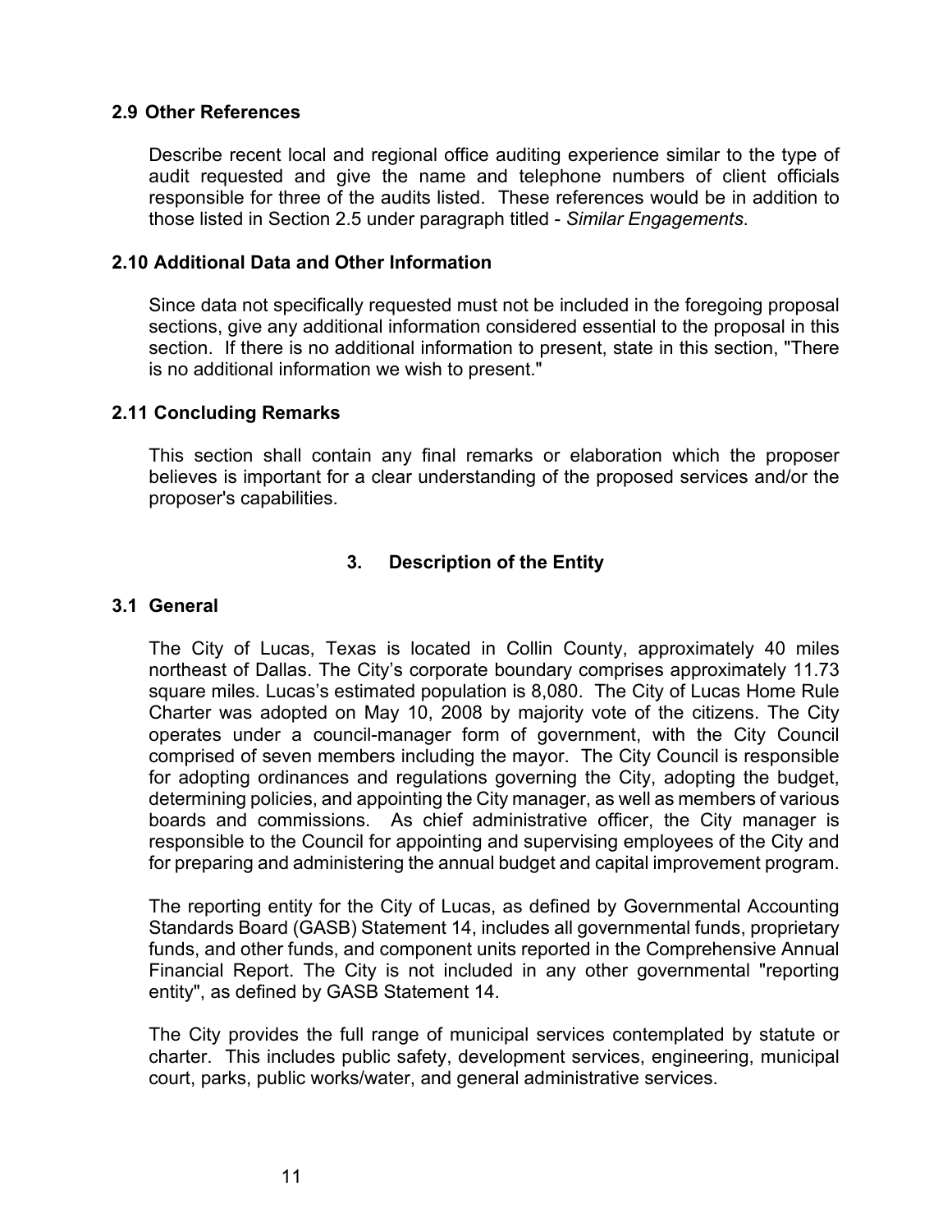### 2.9 Other References

Describe recent local and regional office auditing experience similar to the type of audit requested and give the name and telephone numbers of client officials responsible for three of the audits listed. These references would be in addition to those listed in Section 2.5 under paragraph titled - *Similar Engagements*.

### 2.10 Additional Data and Other Information

Since data not specifically requested must not be included in the foregoing proposal sections, give any additional information considered essential to the proposal in this section. If there is no additional information to present, state in this section, "There is no additional information we wish to present."

### 2.11 Concluding Remarks

This section shall contain any final remarks or elaboration which the proposer believes is important for a clear understanding of the proposed services and/or the proposer's capabilities.

## 3. Description of the Entity

### 3.1 General

The City of Lucas, Texas is located in Collin County, approximately 40 miles northeast of Dallas. The City's corporate boundary comprises approximately 11.73 square miles. Lucas's estimated population is 8,080. The City of Lucas Home Rule Charter was adopted on May 10, 2008 by majority vote of the citizens. The City operates under a council-manager form of government, with the City Council comprised of seven members including the mayor. The City Council is responsible for adopting ordinances and regulations governing the City, adopting the budget, determining policies, and appointing the City manager, as well as members of various boards and commissions. As chief administrative officer, the City manager is responsible to the Council for appointing and supervising employees of the City and for preparing and administering the annual budget and capital improvement program.

The reporting entity for the City of Lucas, as defined by Governmental Accounting Standards Board (GASB) Statement 14, includes all governmental funds, proprietary funds, and other funds, and component units reported in the Comprehensive Annual Financial Report. The City is not included in any other governmental "reporting entity", as defined by GASB Statement 14.

The City provides the full range of municipal services contemplated by statute or charter. This includes public safety, development services, engineering, municipal court, parks, public works/water, and general administrative services.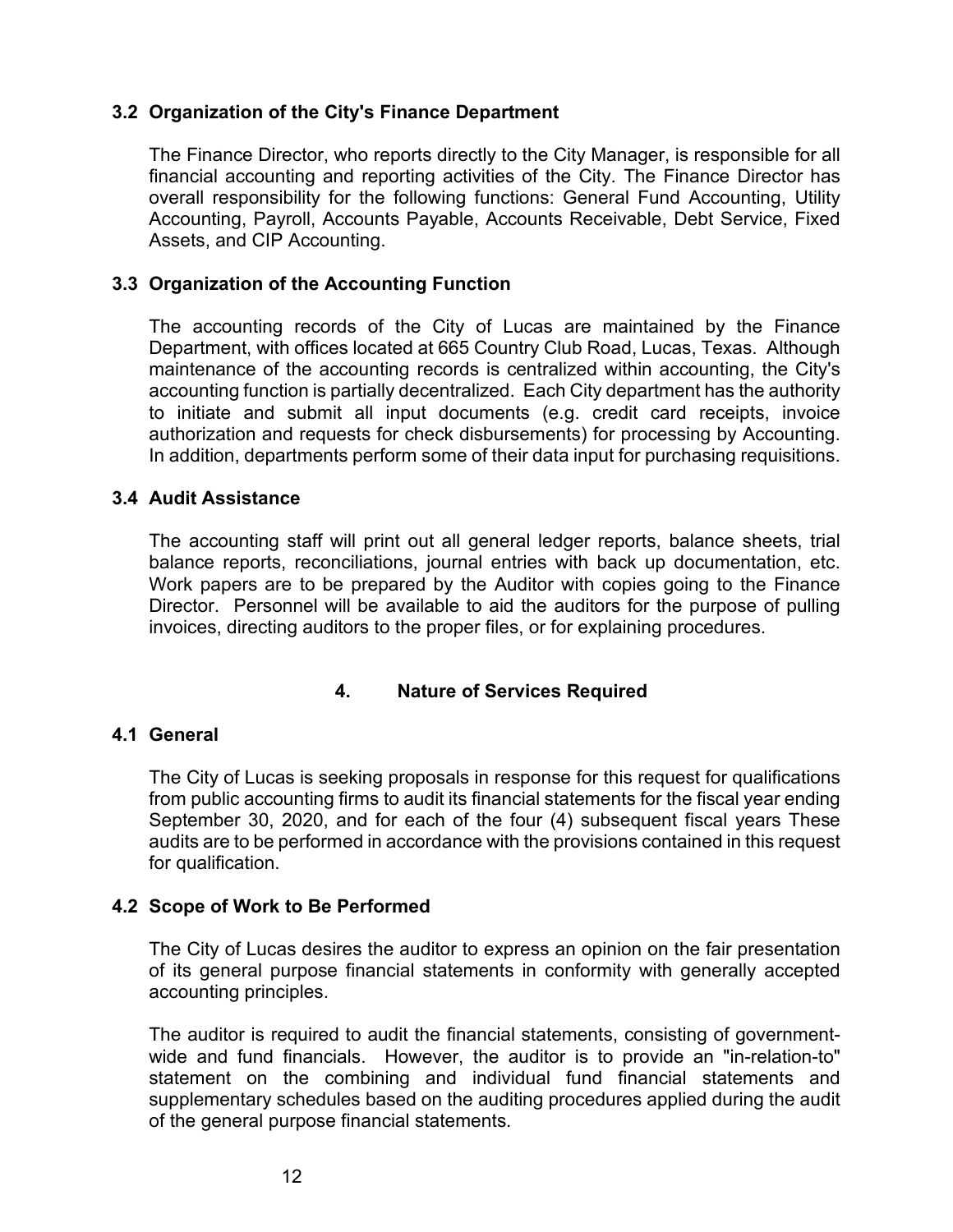### 3.2 Organization of the City's Finance Department

The Finance Director, who reports directly to the City Manager, is responsible for all financial accounting and reporting activities of the City. The Finance Director has overall responsibility for the following functions: General Fund Accounting, Utility Accounting, Payroll, Accounts Payable, Accounts Receivable, Debt Service, Fixed Assets, and CIP Accounting.

### 3.3 Organization of the Accounting Function

The accounting records of the City of Lucas are maintained by the Finance Department, with offices located at 665 Country Club Road, Lucas, Texas. Although maintenance of the accounting records is centralized within accounting, the City's accounting function is partially decentralized. Each City department has the authority to initiate and submit all input documents (e.g. credit card receipts, invoice authorization and requests for check disbursements) for processing by Accounting. In addition, departments perform some of their data input for purchasing requisitions.

### 3.4 Audit Assistance

The accounting staff will print out all general ledger reports, balance sheets, trial balance reports, reconciliations, journal entries with back up documentation, etc. Work papers are to be prepared by the Auditor with copies going to the Finance Director. Personnel will be available to aid the auditors for the purpose of pulling invoices, directing auditors to the proper files, or for explaining procedures.

## 4. Nature of Services Required

### 4.1 General

The City of Lucas is seeking proposals in response for this request for qualifications from public accounting firms to audit its financial statements for the fiscal year ending September 30, 2020, and for each of the four (4) subsequent fiscal years These audits are to be performed in accordance with the provisions contained in this request for qualification.

### 4.2 Scope of Work to Be Performed

The City of Lucas desires the auditor to express an opinion on the fair presentation of its general purpose financial statements in conformity with generally accepted accounting principles.

The auditor is required to audit the financial statements, consisting of government-wide and fund financials. However, the auditor is to provide an "in-relation-to" statement on the combining and individual fund financial statements and supplementary schedules based on the auditing procedures applied during the audit of the general purpose financial statements.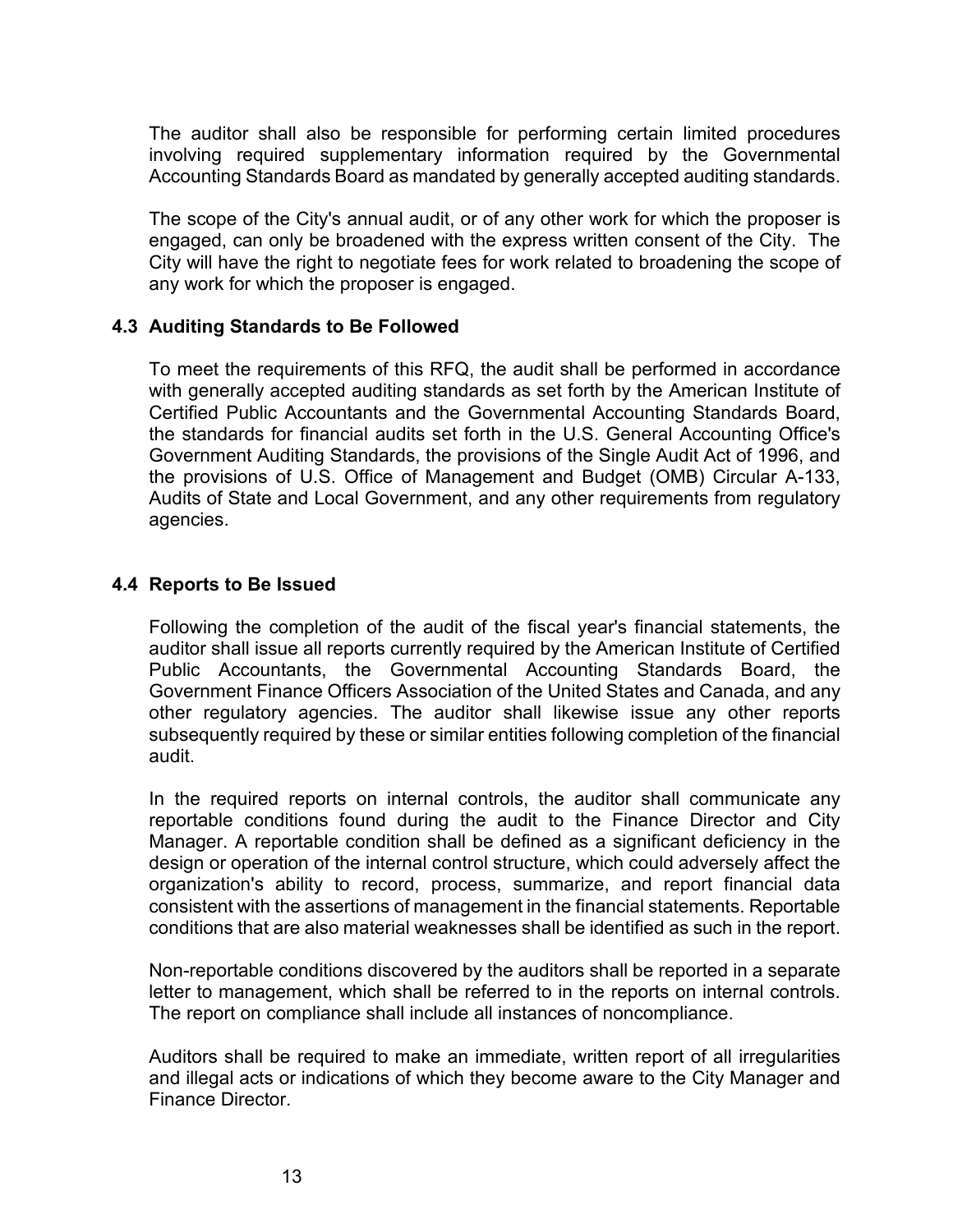The auditor shall also be responsible for performing certain limited procedures involving required supplementary information required by the Governmental Accounting Standards Board as mandated by generally accepted auditing standards.

The scope of the City's annual audit, or of any other work for which the proposer is engaged, can only be broadened with the express written consent of the City. The City will have the right to negotiate fees for work related to broadening the scope of any work for which the proposer is engaged.

### 4.3 Auditing Standards to Be Followed

To meet the requirements of this RFQ, the audit shall be performed in accordance with generally accepted auditing standards as set forth by the American Institute of Certified Public Accountants and the Governmental Accounting Standards Board, the standards for financial audits set forth in the U.S. General Accounting Office's Government Auditing Standards, the provisions of the Single Audit Act of 1996, and the provisions of U.S. Office of Management and Budget (OMB) Circular A-133, Audits of State and Local Government, and any other requirements from regulatory agencies.

### 4.4 Reports to Be Issued

Following the completion of the audit of the fiscal year's financial statements, the auditor shall issue all reports currently required by the American Institute of Certified Public Accountants, the Governmental Accounting Standards Board, the Government Finance Officers Association of the United States and Canada, and any other regulatory agencies. The auditor shall likewise issue any other reports subsequently required by these or similar entities following completion of the financial audit.

In the required reports on internal controls, the auditor shall communicate any reportable conditions found during the audit to the Finance Director and City Manager. A reportable condition shall be defined as a significant deficiency in the design or operation of the internal control structure, which could adversely affect the organization's ability to record, process, summarize, and report financial data consistent with the assertions of management in the financial statements. Reportable conditions that are also material weaknesses shall be identified as such in the report.

Non-reportable conditions discovered by the auditors shall be reported in a separate letter to management, which shall be referred to in the reports on internal controls. The report on compliance shall include all instances of noncompliance.

Auditors shall be required to make an immediate, written report of all irregularities and illegal acts or indications of which they become aware to the City Manager and Finance Director.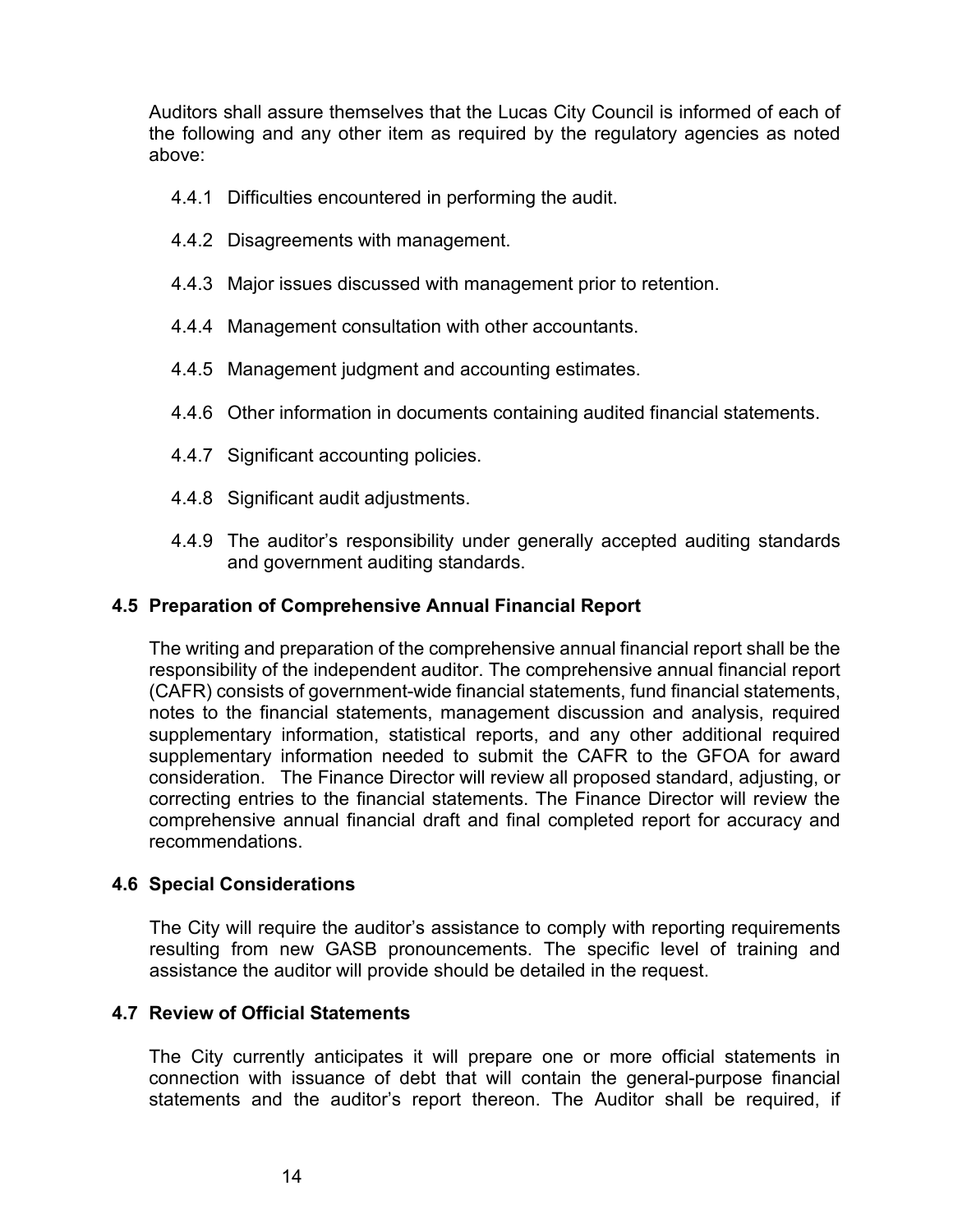Auditors shall assure themselves that the Lucas City Council is informed of each of the following and any other item as required by the regulatory agencies as noted above:

4.4.1 Difficulties encountered in performing the audit.

4.4.2 Disagreements with management.

4.4.3 Major issues discussed with management prior to retention.

4.4.4 Management consultation with other accountants.

4.4.5 Management judgment and accounting estimates.

4.4.6 Other information in documents containing audited financial statements.

4.4.7 Significant accounting policies.

4.4.8 Significant audit adjustments.

4.4.9 The auditor's responsibility under generally accepted auditing standards and government auditing standards.

### 4.5 Preparation of Comprehensive Annual Financial Report

The writing and preparation of the comprehensive annual financial report shall be the responsibility of the independent auditor. The comprehensive annual financial report (CAFR) consists of government-wide financial statements, fund financial statements, notes to the financial statements, management discussion and analysis, required supplementary information, statistical reports, and any other additional required supplementary information needed to submit the CAFR to the GFOA for award consideration. The Finance Director will review all proposed standard, adjusting, or correcting entries to the financial statements. The Finance Director will review the comprehensive annual financial draft and final completed report for accuracy and recommendations.

### 4.6 Special Considerations

The City will require the auditor's assistance to comply with reporting requirements resulting from new GASB pronouncements. The specific level of training and assistance the auditor will provide should be detailed in the request.

### 4.7 Review of Official Statements

The City currently anticipates it will prepare one or more official statements in connection with issuance of debt that will contain the general-purpose financial statements and the auditor's report thereon. The Auditor shall be required, if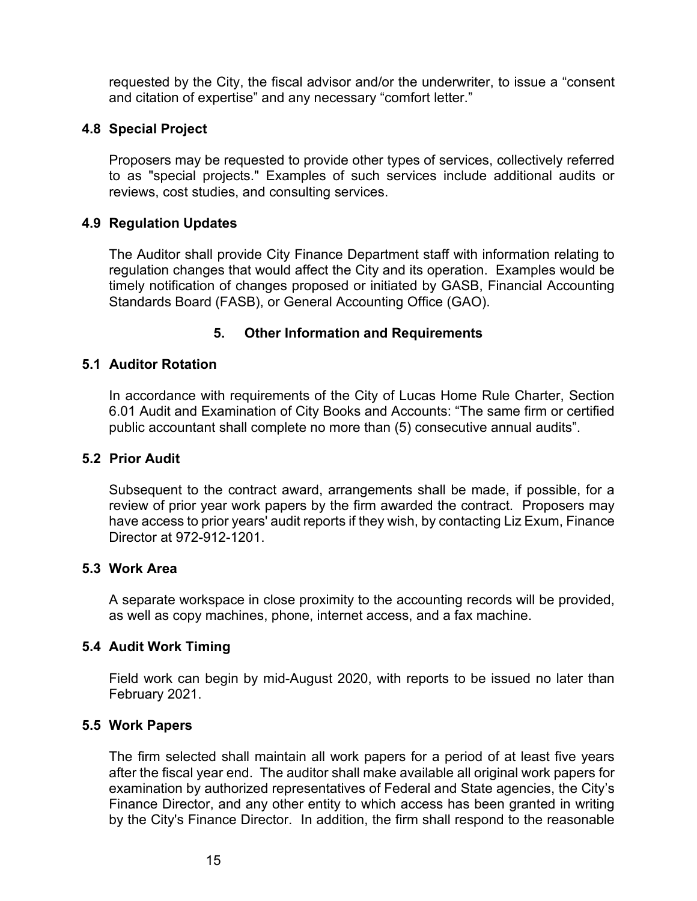requested by the City, the fiscal advisor and/or the underwriter, to issue a "consent and citation of expertise" and any necessary "comfort letter."

### 4.8 Special Project

Proposers may be requested to provide other types of services, collectively referred to as "special projects." Examples of such services include additional audits or reviews, cost studies, and consulting services.

### 4.9 Regulation Updates

The Auditor shall provide City Finance Department staff with information relating to regulation changes that would affect the City and its operation. Examples would be timely notification of changes proposed or initiated by GASB, Financial Accounting Standards Board (FASB), or General Accounting Office (GAO).

## 5. Other Information and Requirements

### 5.1 Auditor Rotation

In accordance with requirements of the City of Lucas Home Rule Charter, Section 6.01 Audit and Examination of City Books and Accounts: "The same firm or certified public accountant shall complete no more than (5) consecutive annual audits".

### 5.2 Prior Audit

Subsequent to the contract award, arrangements shall be made, if possible, for a review of prior year work papers by the firm awarded the contract. Proposers may have access to prior years' audit reports if they wish, by contacting Liz Exum, Finance Director at 972-912-1201.

### 5.3 Work Area

A separate workspace in close proximity to the accounting records will be provided, as well as copy machines, phone, internet access, and a fax machine.

### 5.4 Audit Work Timing

Field work can begin by mid-August 2020, with reports to be issued no later than February 2021.

### 5.5 Work Papers

The firm selected shall maintain all work papers for a period of at least five years after the fiscal year end. The auditor shall make available all original work papers for examination by authorized representatives of Federal and State agencies, the City's Finance Director, and any other entity to which access has been granted in writing by the City's Finance Director. In addition, the firm shall respond to the reasonable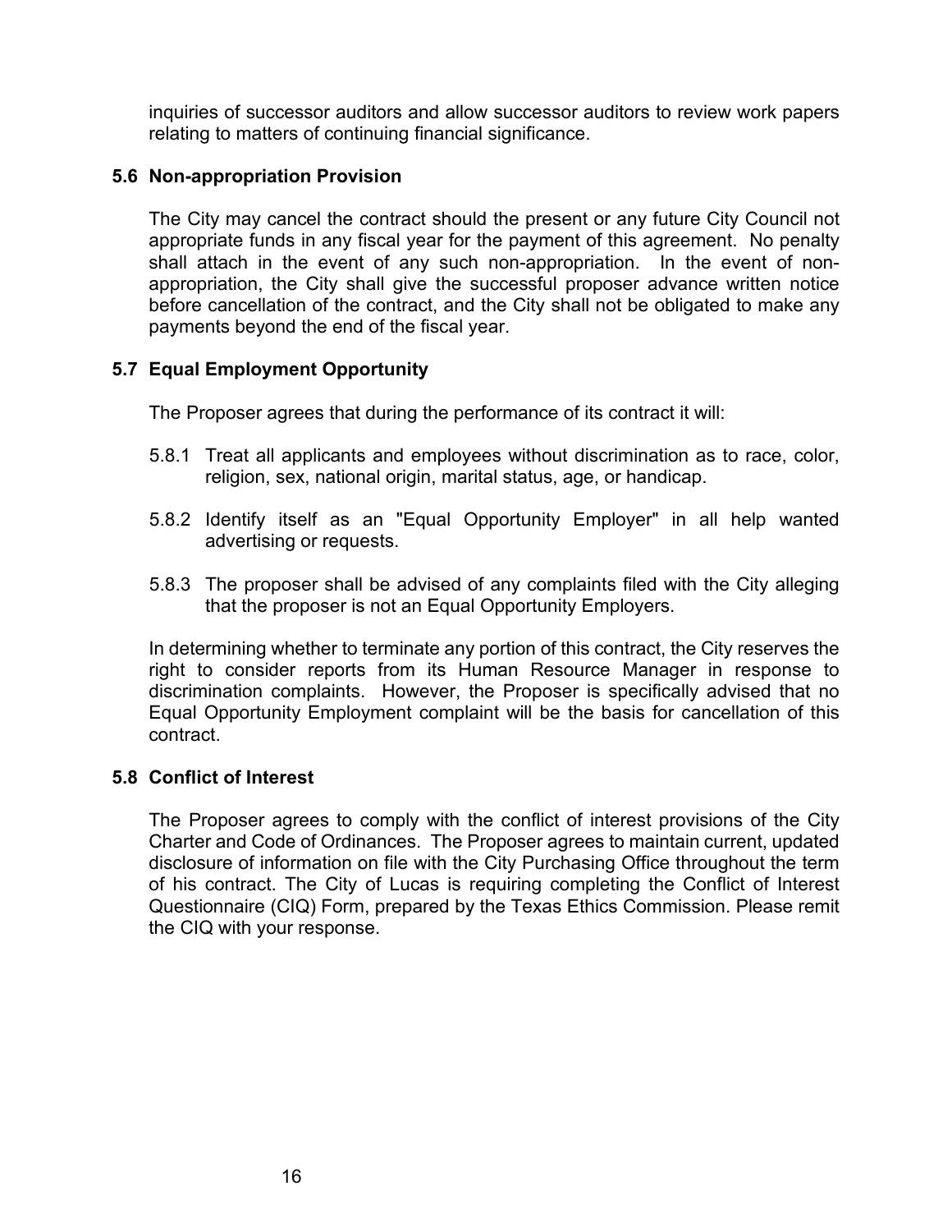inquiries of successor auditors and allow successor auditors to review work papers relating to matters of continuing financial significance.

### 5.6 Non-appropriation Provision

The City may cancel the contract should the present or any future City Council not appropriate funds in any fiscal year for the payment of this agreement. No penalty shall attach in the event of any such non-appropriation. In the event of non-appropriation, the City shall give the successful proposer advance written notice before cancellation of the contract, and the City shall not be obligated to make any payments beyond the end of the fiscal year.

### 5.7 Equal Employment Opportunity

The Proposer agrees that during the performance of its contract it will:

5.8.1 Treat all applicants and employees without discrimination as to race, color, religion, sex, national origin, marital status, age, or handicap.

5.8.2 Identify itself as an "Equal Opportunity Employer" in all help wanted advertising or requests.

5.8.3 The proposer shall be advised of any complaints filed with the City alleging that the proposer is not an Equal Opportunity Employers.

In determining whether to terminate any portion of this contract, the City reserves the right to consider reports from its Human Resource Manager in response to discrimination complaints. However, the Proposer is specifically advised that no Equal Opportunity Employment complaint will be the basis for cancellation of this contract.

### 5.8 Conflict of Interest

The Proposer agrees to comply with the conflict of interest provisions of the City Charter and Code of Ordinances. The Proposer agrees to maintain current, updated disclosure of information on file with the City Purchasing Office throughout the term of his contract. The City of Lucas is requiring completing the Conflict of Interest Questionnaire (CIQ) Form, prepared by the Texas Ethics Commission. Please remit the CIQ with your response.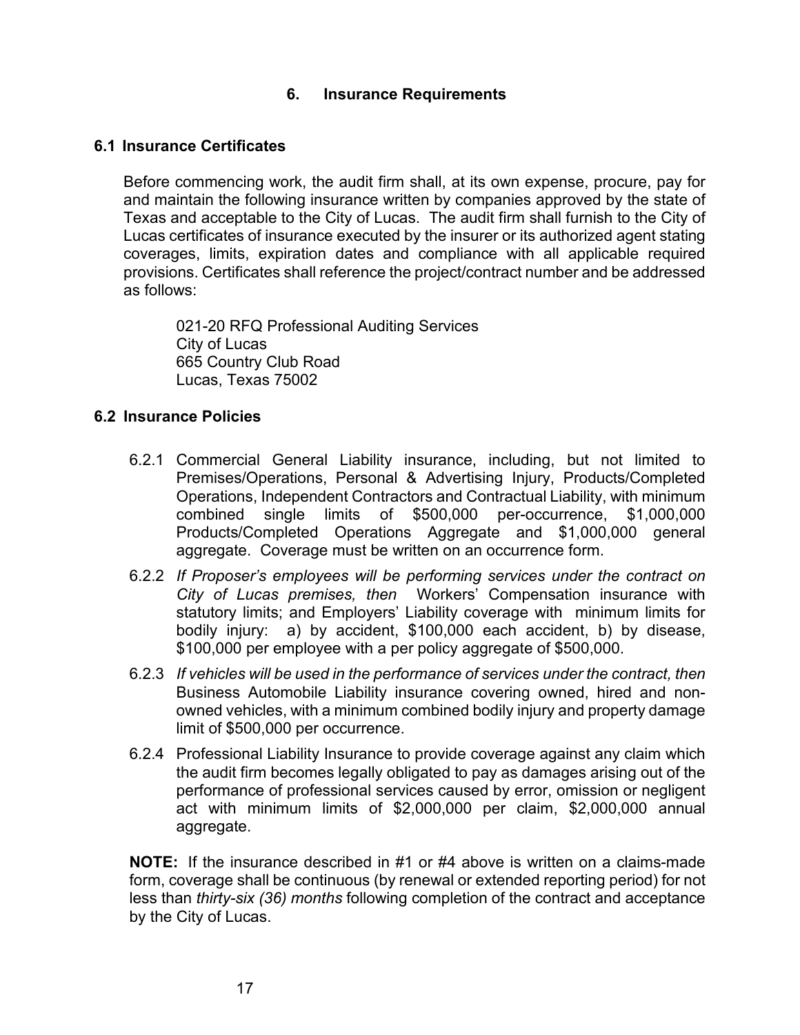## 6. Insurance Requirements

### 6.1 Insurance Certificates

Before commencing work, the audit firm shall, at its own expense, procure, pay for and maintain the following insurance written by companies approved by the state of Texas and acceptable to the City of Lucas. The audit firm shall furnish to the City of Lucas certificates of insurance executed by the insurer or its authorized agent stating coverages, limits, expiration dates and compliance with all applicable required provisions. Certificates shall reference the project/contract number and be addressed as follows:

021-20 RFQ Professional Auditing Services
City of Lucas
665 Country Club Road
Lucas, Texas 75002

### 6.2 Insurance Policies

6.2.1 Commercial General Liability insurance, including, but not limited to Premises/Operations, Personal & Advertising Injury, Products/Completed Operations, Independent Contractors and Contractual Liability, with minimum combined single limits of $500,000 per-occurrence, $1,000,000 Products/Completed Operations Aggregate and $1,000,000 general aggregate. Coverage must be written on an occurrence form.

6.2.2 *If Proposer's employees will be performing services under the contract on City of Lucas premises, then* Workers' Compensation insurance with statutory limits; and Employers' Liability coverage with minimum limits for bodily injury: a) by accident, $100,000 each accident, b) by disease, $100,000 per employee with a per policy aggregate of $500,000.

6.2.3 *If vehicles will be used in the performance of services under the contract, then* Business Automobile Liability insurance covering owned, hired and non-owned vehicles, with a minimum combined bodily injury and property damage limit of $500,000 per occurrence.

6.2.4 Professional Liability Insurance to provide coverage against any claim which the audit firm becomes legally obligated to pay as damages arising out of the performance of professional services caused by error, omission or negligent act with minimum limits of $2,000,000 per claim, $2,000,000 annual aggregate.

**NOTE:** If the insurance described in #1 or #4 above is written on a claims-made form, coverage shall be continuous (by renewal or extended reporting period) for not less than *thirty-six (36) months* following completion of the contract and acceptance by the City of Lucas.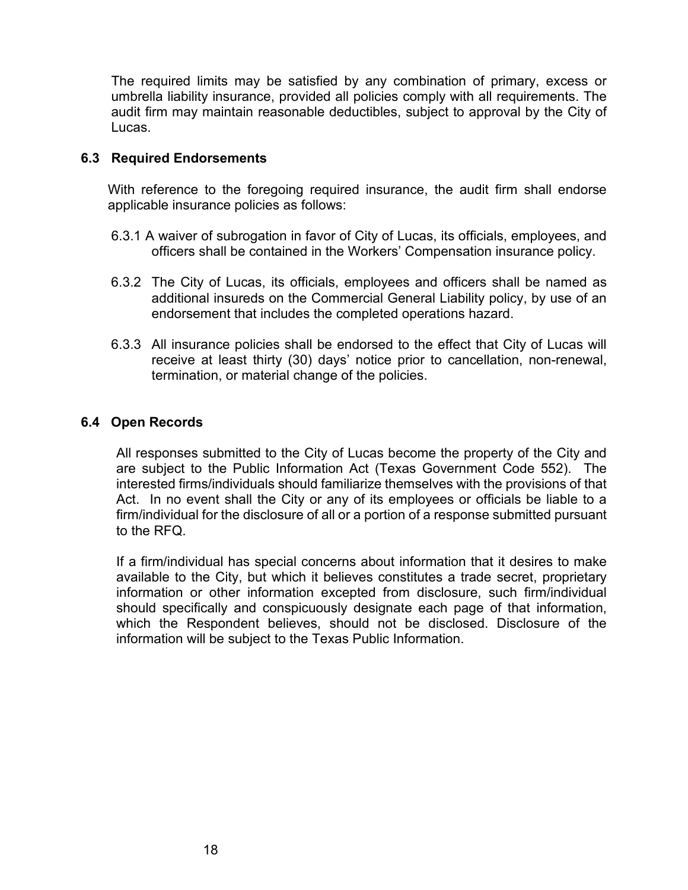The required limits may be satisfied by any combination of primary, excess or umbrella liability insurance, provided all policies comply with all requirements. The audit firm may maintain reasonable deductibles, subject to approval by the City of Lucas.

### 6.3 Required Endorsements

With reference to the foregoing required insurance, the audit firm shall endorse applicable insurance policies as follows:

6.3.1 A waiver of subrogation in favor of City of Lucas, its officials, employees, and officers shall be contained in the Workers' Compensation insurance policy.

6.3.2 The City of Lucas, its officials, employees and officers shall be named as additional insureds on the Commercial General Liability policy, by use of an endorsement that includes the completed operations hazard.

6.3.3 All insurance policies shall be endorsed to the effect that City of Lucas will receive at least thirty (30) days' notice prior to cancellation, non-renewal, termination, or material change of the policies.

### 6.4 Open Records

All responses submitted to the City of Lucas become the property of the City and are subject to the Public Information Act (Texas Government Code 552). The interested firms/individuals should familiarize themselves with the provisions of that Act. In no event shall the City or any of its employees or officials be liable to a firm/individual for the disclosure of all or a portion of a response submitted pursuant to the RFQ.

If a firm/individual has special concerns about information that it desires to make available to the City, but which it believes constitutes a trade secret, proprietary information or other information excepted from disclosure, such firm/individual should specifically and conspicuously designate each page of that information, which the Respondent believes, should not be disclosed. Disclosure of the information will be subject to the Texas Public Information.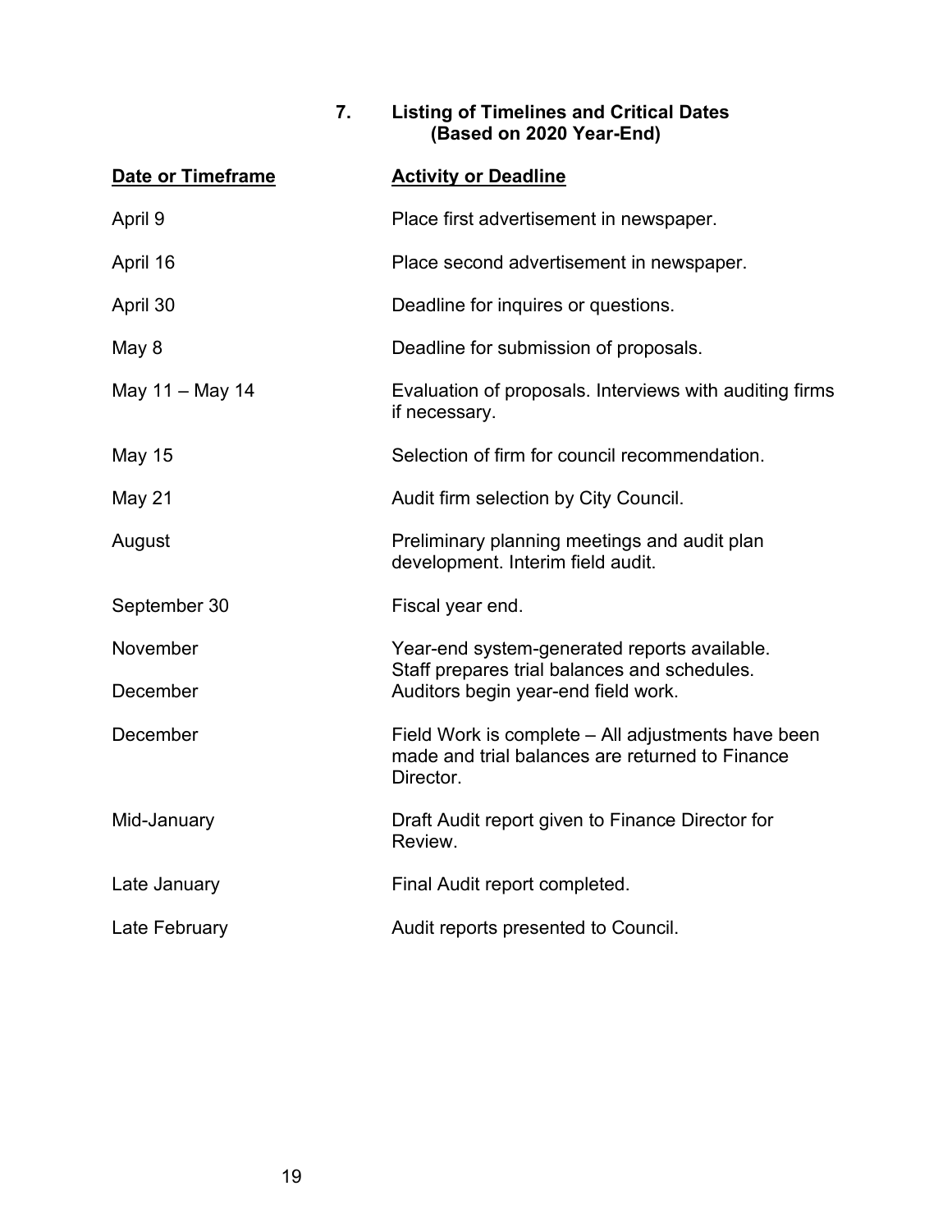## 7. Listing of Timelines and Critical Dates (Based on 2020 Year-End)

| Date or Timeframe | Activity or Deadline |
|---|---|
| April 9 | Place first advertisement in newspaper. |
| April 16 | Place second advertisement in newspaper. |
| April 30 | Deadline for inquires or questions. |
| May 8 | Deadline for submission of proposals. |
| May 11 – May 14 | Evaluation of proposals. Interviews with auditing firms if necessary. |
| May 15 | Selection of firm for council recommendation. |
| May 21 | Audit firm selection by City Council. |
| August | Preliminary planning meetings and audit plan development. Interim field audit. |
| September 30 | Fiscal year end. |
| November | Year-end system-generated reports available. Staff prepares trial balances and schedules. |
| December | Auditors begin year-end field work. |
| December | Field Work is complete – All adjustments have been made and trial balances are returned to Finance Director. |
| Mid-January | Draft Audit report given to Finance Director for Review. |
| Late January | Final Audit report completed. |
| Late February | Audit reports presented to Council. |